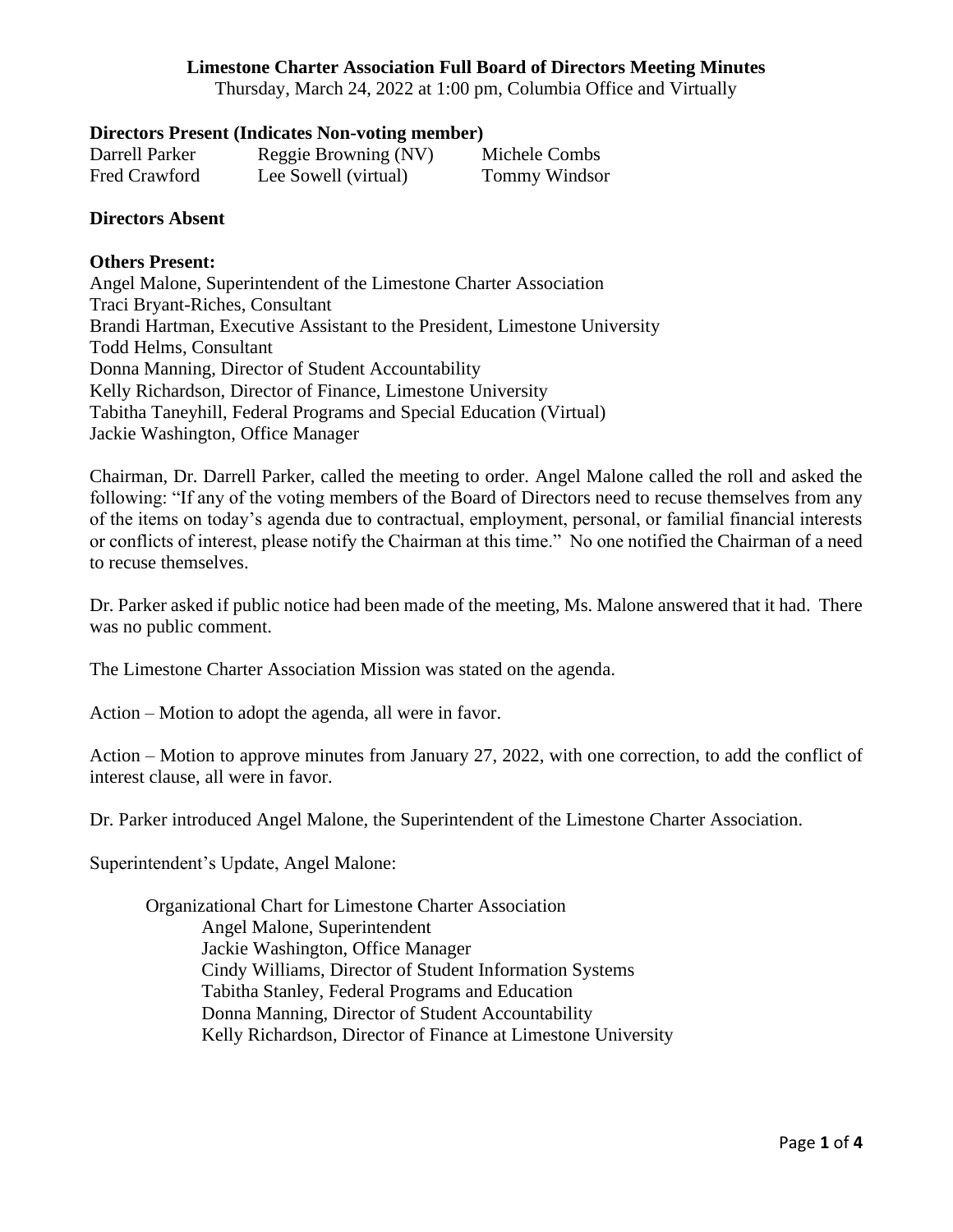**Limestone Charter Association Full Board of Directors Meeting Minutes**

Thursday, March 24, 2022 at 1:00 pm, Columbia Office and Virtually

**Directors Present (Indicates Non-voting member)**

| | | |
|---|---|---|
| Darrell Parker | Reggie Browning (NV) | Michele Combs |
| Fred Crawford | Lee Sowell (virtual) | Tommy Windsor |

**Directors Absent**

**Others Present:**

Angel Malone, Superintendent of the Limestone Charter Association
Traci Bryant-Riches, Consultant
Brandi Hartman, Executive Assistant to the President, Limestone University
Todd Helms, Consultant
Donna Manning, Director of Student Accountability
Kelly Richardson, Director of Finance, Limestone University
Tabitha Taneyhill, Federal Programs and Special Education (Virtual)
Jackie Washington, Office Manager

Chairman, Dr. Darrell Parker, called the meeting to order. Angel Malone called the roll and asked the following: "If any of the voting members of the Board of Directors need to recuse themselves from any of the items on today's agenda due to contractual, employment, personal, or familial financial interests or conflicts of interest, please notify the Chairman at this time." No one notified the Chairman of a need to recuse themselves.

Dr. Parker asked if public notice had been made of the meeting, Ms. Malone answered that it had. There was no public comment.

The Limestone Charter Association Mission was stated on the agenda.

Action – Motion to adopt the agenda, all were in favor.

Action – Motion to approve minutes from January 27, 2022, with one correction, to add the conflict of interest clause, all were in favor.

Dr. Parker introduced Angel Malone, the Superintendent of the Limestone Charter Association.

Superintendent's Update, Angel Malone:

- Organizational Chart for Limestone Charter Association
  - Angel Malone, Superintendent
  - Jackie Washington, Office Manager
  - Cindy Williams, Director of Student Information Systems
  - Tabitha Stanley, Federal Programs and Education
  - Donna Manning, Director of Student Accountability
  - Kelly Richardson, Director of Finance at Limestone University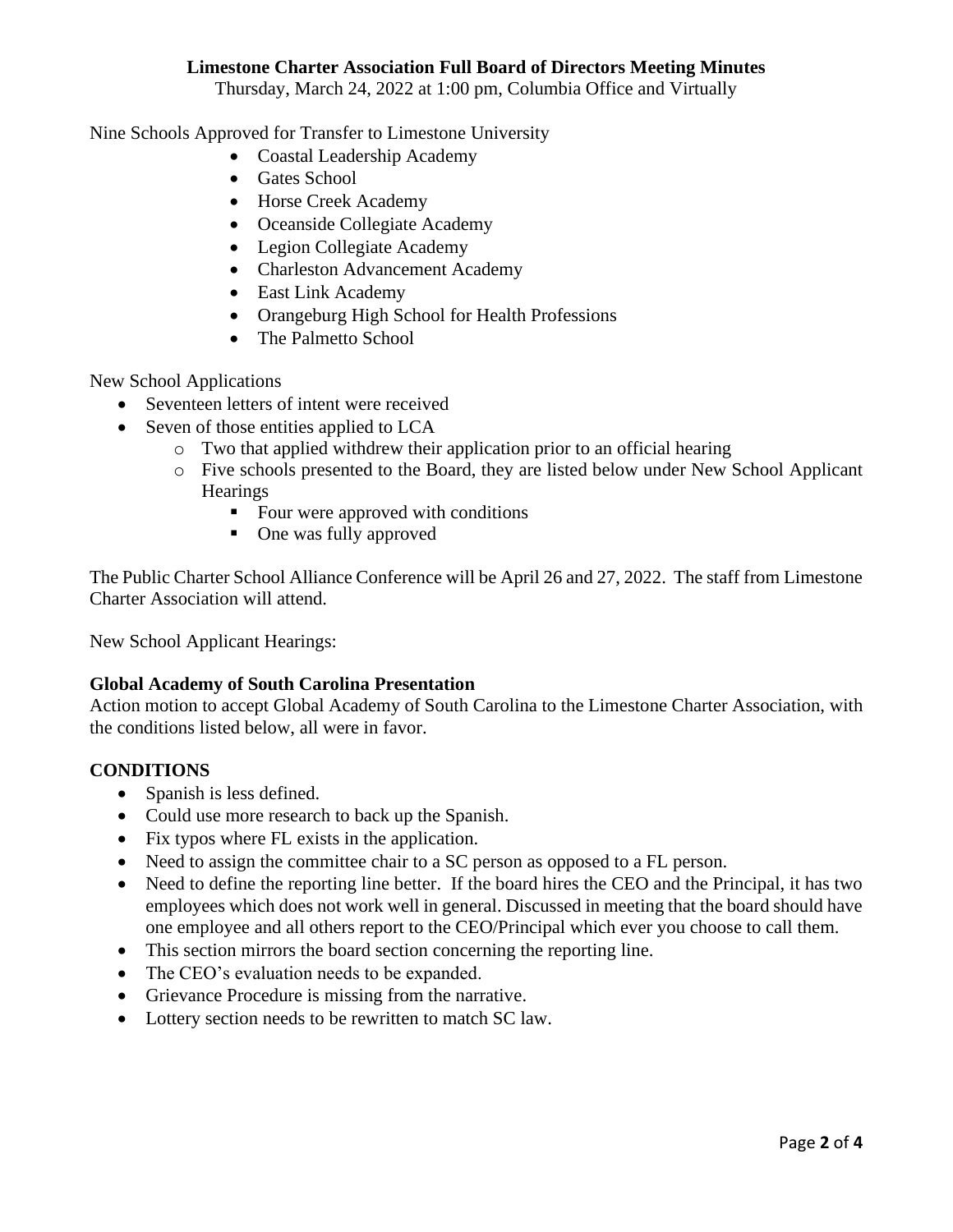**Limestone Charter Association Full Board of Directors Meeting Minutes**

Thursday, March 24, 2022 at 1:00 pm, Columbia Office and Virtually

Nine Schools Approved for Transfer to Limestone University

- Coastal Leadership Academy
- Gates School
- Horse Creek Academy
- Oceanside Collegiate Academy
- Legion Collegiate Academy
- Charleston Advancement Academy
- East Link Academy
- Orangeburg High School for Health Professions
- The Palmetto School

New School Applications

- Seventeen letters of intent were received
- Seven of those entities applied to LCA
  - Two that applied withdrew their application prior to an official hearing
  - Five schools presented to the Board, they are listed below under New School Applicant Hearings
    - Four were approved with conditions
    - One was fully approved

The Public Charter School Alliance Conference will be April 26 and 27, 2022. The staff from Limestone Charter Association will attend.

New School Applicant Hearings:

**Global Academy of South Carolina Presentation**

Action motion to accept Global Academy of South Carolina to the Limestone Charter Association, with the conditions listed below, all were in favor.

**CONDITIONS**

- Spanish is less defined.
- Could use more research to back up the Spanish.
- Fix typos where FL exists in the application.
- Need to assign the committee chair to a SC person as opposed to a FL person.
- Need to define the reporting line better. If the board hires the CEO and the Principal, it has two employees which does not work well in general. Discussed in meeting that the board should have one employee and all others report to the CEO/Principal which ever you choose to call them.
- This section mirrors the board section concerning the reporting line.
- The CEO's evaluation needs to be expanded.
- Grievance Procedure is missing from the narrative.
- Lottery section needs to be rewritten to match SC law.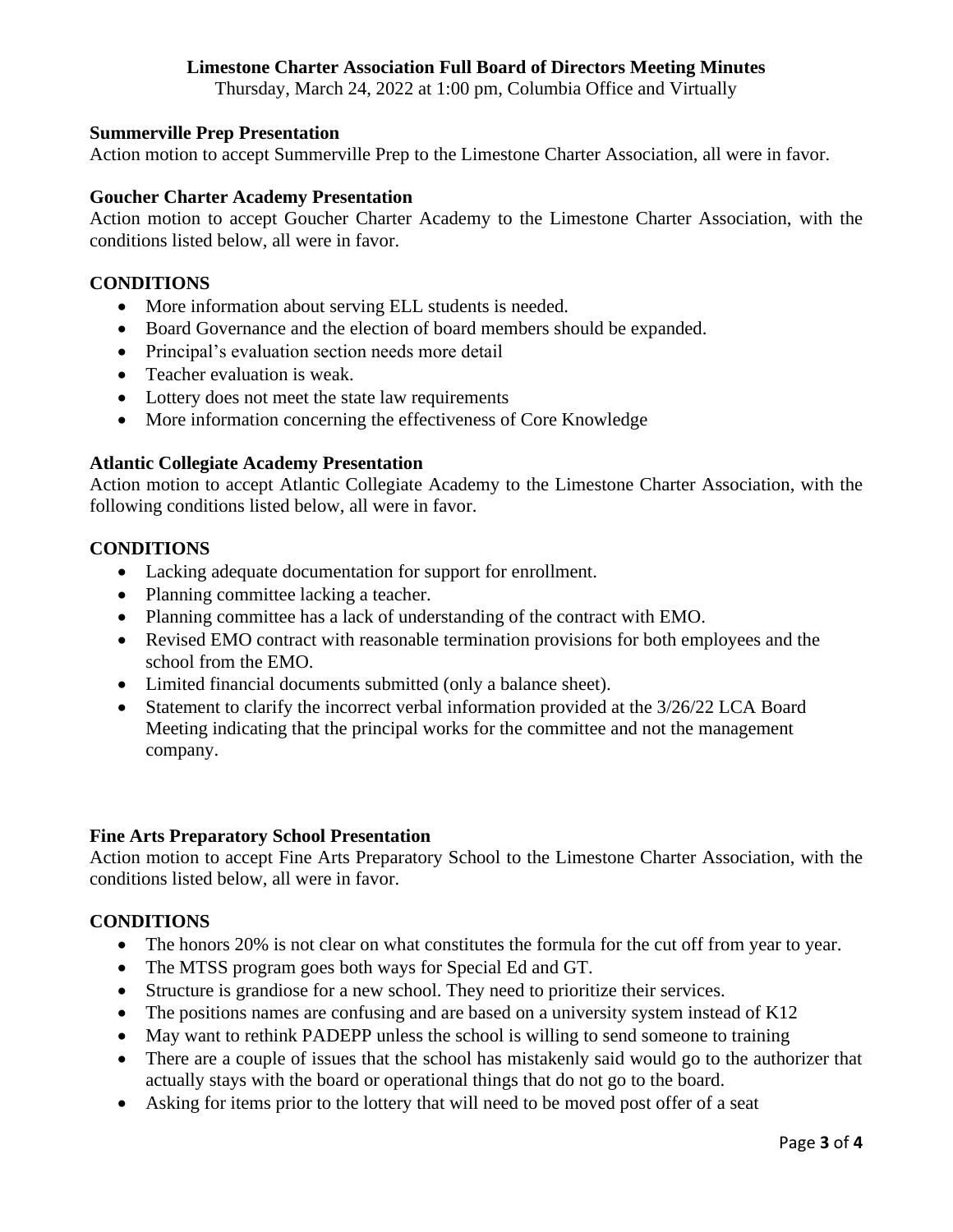**Limestone Charter Association Full Board of Directors Meeting Minutes**

Thursday, March 24, 2022 at 1:00 pm, Columbia Office and Virtually

**Summerville Prep Presentation**

Action motion to accept Summerville Prep to the Limestone Charter Association, all were in favor.

**Goucher Charter Academy Presentation**

Action motion to accept Goucher Charter Academy to the Limestone Charter Association, with the conditions listed below, all were in favor.

**CONDITIONS**

- More information about serving ELL students is needed.
- Board Governance and the election of board members should be expanded.
- Principal's evaluation section needs more detail
- Teacher evaluation is weak.
- Lottery does not meet the state law requirements
- More information concerning the effectiveness of Core Knowledge

**Atlantic Collegiate Academy Presentation**

Action motion to accept Atlantic Collegiate Academy to the Limestone Charter Association, with the following conditions listed below, all were in favor.

**CONDITIONS**

- Lacking adequate documentation for support for enrollment.
- Planning committee lacking a teacher.
- Planning committee has a lack of understanding of the contract with EMO.
- Revised EMO contract with reasonable termination provisions for both employees and the school from the EMO.
- Limited financial documents submitted (only a balance sheet).
- Statement to clarify the incorrect verbal information provided at the 3/26/22 LCA Board Meeting indicating that the principal works for the committee and not the management company.

**Fine Arts Preparatory School Presentation**

Action motion to accept Fine Arts Preparatory School to the Limestone Charter Association, with the conditions listed below, all were in favor.

**CONDITIONS**

- The honors 20% is not clear on what constitutes the formula for the cut off from year to year.
- The MTSS program goes both ways for Special Ed and GT.
- Structure is grandiose for a new school. They need to prioritize their services.
- The positions names are confusing and are based on a university system instead of K12
- May want to rethink PADEPP unless the school is willing to send someone to training
- There are a couple of issues that the school has mistakenly said would go to the authorizer that actually stays with the board or operational things that do not go to the board.
- Asking for items prior to the lottery that will need to be moved post offer of a seat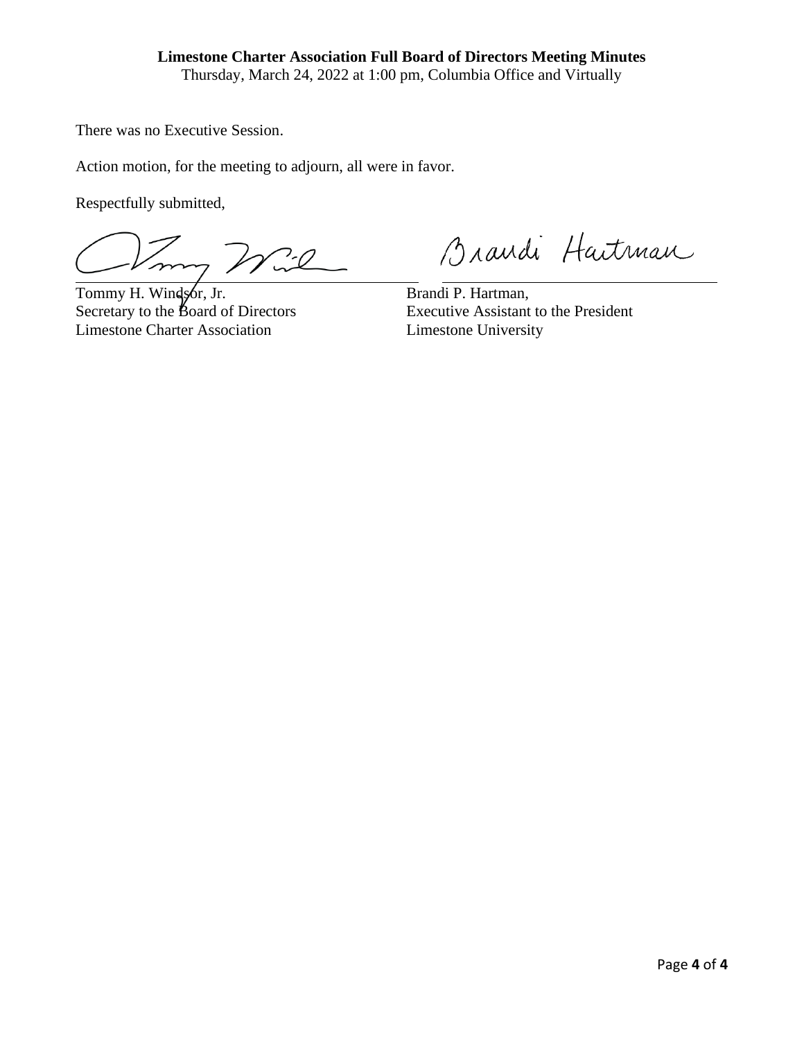There was no Executive Session.

Action motion, for the meeting to adjourn, all were in favor.

Respectfully submitted,

| | |
|---|---|
| Tommy H. Windsor, Jr. | Brandi P. Hartman, |
| Secretary to the Board of Directors | Executive Assistant to the President |
| Limestone Charter Association | Limestone University |